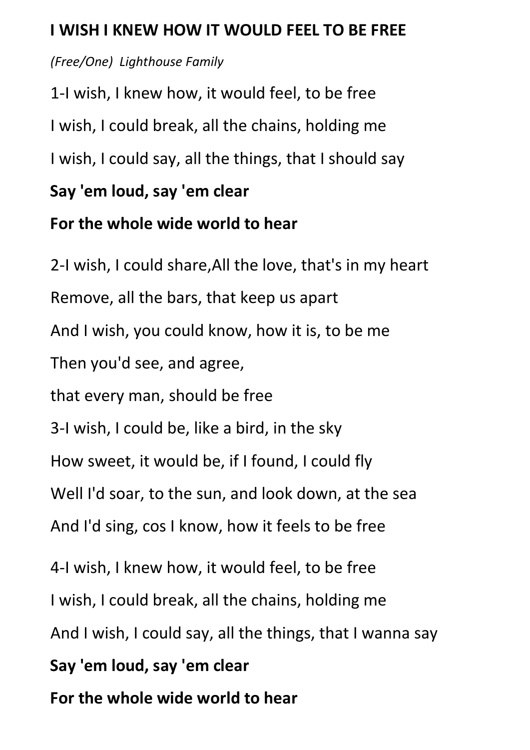**I WISH I KNEW HOW IT WOULD FEEL TO BE FREE**

*(Free/One) Lighthouse Family*

1-I wish, I knew how, it would feel, to be free

I wish, I could break, all the chains, holding me

I wish, I could say, all the things, that I should say

**Say 'em loud, say 'em clear**

**For the whole wide world to hear**

2-I wish, I could share,All the love, that's in my heart

Remove, all the bars, that keep us apart

And I wish, you could know, how it is, to be me

Then you'd see, and agree,

that every man, should be free

3-I wish, I could be, like a bird, in the sky

How sweet, it would be, if I found, I could fly

Well I'd soar, to the sun, and look down, at the sea

And I'd sing, cos I know, how it feels to be free

4-I wish, I knew how, it would feel, to be free

I wish, I could break, all the chains, holding me

And I wish, I could say, all the things, that I wanna say

**Say 'em loud, say 'em clear**

**For the whole wide world to hear**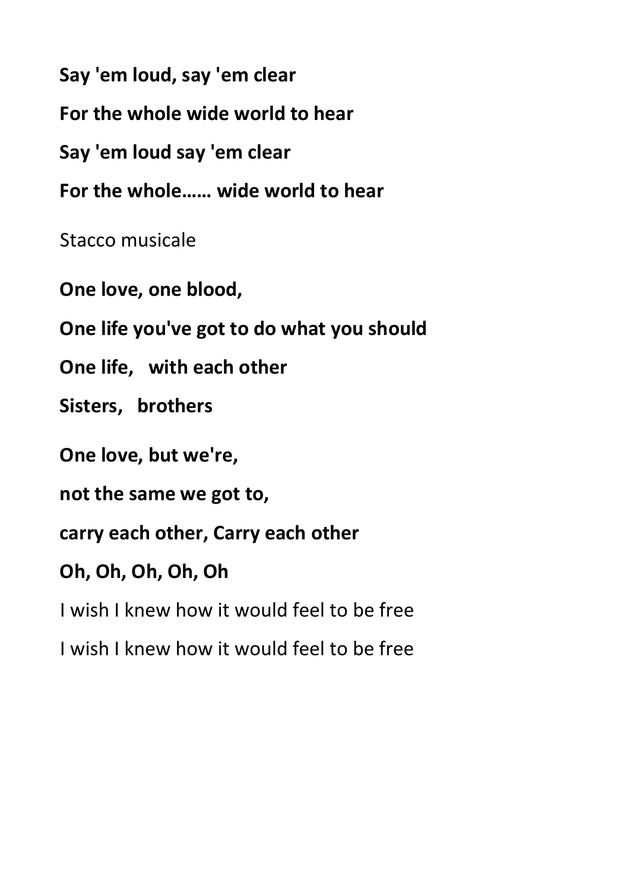**Say 'em loud, say 'em clear**

**For the whole wide world to hear**

**Say 'em loud say 'em clear**

**For the whole…… wide world to hear**

Stacco musicale

**One love, one blood,**

**One life you've got to do what you should**

**One life,   with each other**

**Sisters,   brothers**

**One love, but we're,**

**not the same we got to,**

**carry each other, Carry each other**

**Oh, Oh, Oh, Oh, Oh**

I wish I knew how it would feel to be free

I wish I knew how it would feel to be free